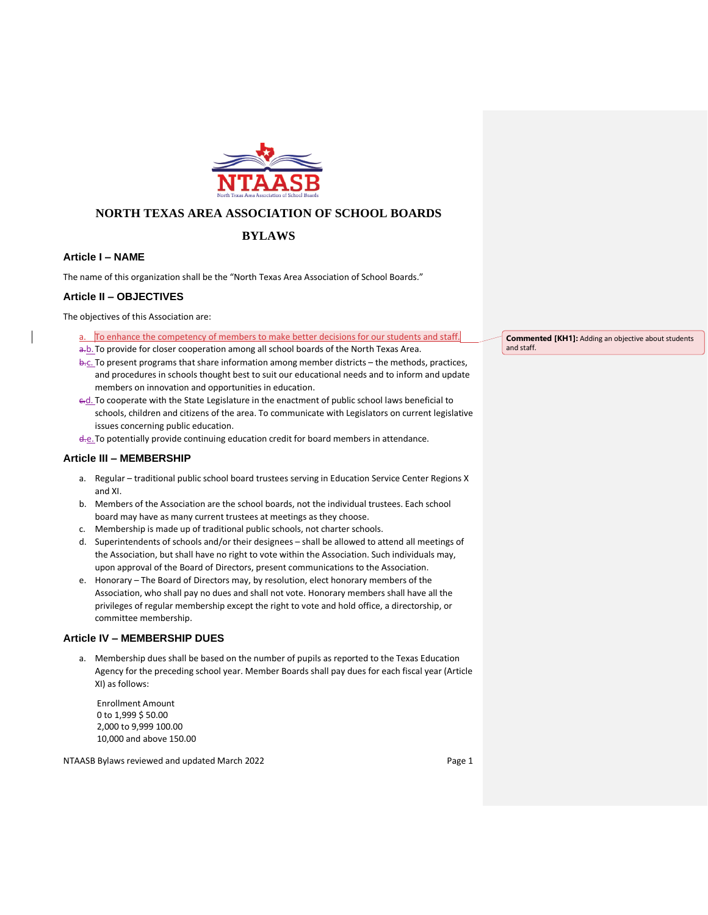# NORTH TEXAS AREA ASSOCIATION OF SCHOOL BOARDS

# BYLAWS

## Article I – NAME

The name of this organization shall be the "North Texas Area Association of School Boards."

## Article II – OBJECTIVES

The objectives of this Association are:

a. To enhance the competency of members to make better decisions for our students and staff.
b. To provide for closer cooperation among all school boards of the North Texas Area.
c. To present programs that share information among member districts – the methods, practices, and procedures in schools thought best to suit our educational needs and to inform and update members on innovation and opportunities in education.
d. To cooperate with the State Legislature in the enactment of public school laws beneficial to schools, children and citizens of the area. To communicate with Legislators on current legislative issues concerning public education.
e. To potentially provide continuing education credit for board members in attendance.

**Commented [KH1]:** Adding an objective about students and staff.

## Article III – MEMBERSHIP

a. Regular – traditional public school board trustees serving in Education Service Center Regions X and XI.
b. Members of the Association are the school boards, not the individual trustees. Each school board may have as many current trustees at meetings as they choose.
c. Membership is made up of traditional public schools, not charter schools.
d. Superintendents of schools and/or their designees – shall be allowed to attend all meetings of the Association, but shall have no right to vote within the Association. Such individuals may, upon approval of the Board of Directors, present communications to the Association.
e. Honorary – The Board of Directors may, by resolution, elect honorary members of the Association, who shall pay no dues and shall not vote. Honorary members shall have all the privileges of regular membership except the right to vote and hold office, a directorship, or committee membership.

## Article IV – MEMBERSHIP DUES

a. Membership dues shall be based on the number of pupils as reported to the Texas Education Agency for the preceding school year. Member Boards shall pay dues for each fiscal year (Article XI) as follows:

| Enrollment | Amount |
|---|---|
| 0 to 1,999 | $ 50.00 |
| 2,000 to 9,999 | 100.00 |
| 10,000 and above | 150.00 |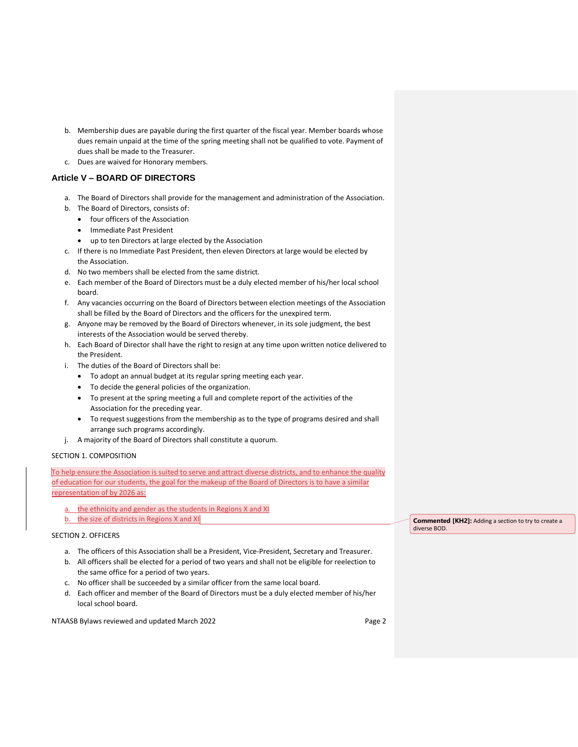b. Membership dues are payable during the first quarter of the fiscal year. Member boards whose dues remain unpaid at the time of the spring meeting shall not be qualified to vote. Payment of dues shall be made to the Treasurer.

c. Dues are waived for Honorary members.

## Article V – BOARD OF DIRECTORS

a. The Board of Directors shall provide for the management and administration of the Association.

b. The Board of Directors, consists of:
   - four officers of the Association
   - Immediate Past President
   - up to ten Directors at large elected by the Association

c. If there is no Immediate Past President, then eleven Directors at large would be elected by the Association.

d. No two members shall be elected from the same district.

e. Each member of the Board of Directors must be a duly elected member of his/her local school board.

f. Any vacancies occurring on the Board of Directors between election meetings of the Association shall be filled by the Board of Directors and the officers for the unexpired term.

g. Anyone may be removed by the Board of Directors whenever, in its sole judgment, the best interests of the Association would be served thereby.

h. Each Board of Director shall have the right to resign at any time upon written notice delivered to the President.

i. The duties of the Board of Directors shall be:
   - To adopt an annual budget at its regular spring meeting each year.
   - To decide the general policies of the organization.
   - To present at the spring meeting a full and complete report of the activities of the Association for the preceding year.
   - To request suggestions from the membership as to the type of programs desired and shall arrange such programs accordingly.

j. A majority of the Board of Directors shall constitute a quorum.

SECTION 1. COMPOSITION

To help ensure the Association is suited to serve and attract diverse districts, and to enhance the quality of education for our students, the goal for the makeup of the Board of Directors is to have a similar representation of by 2026 as:

a. the ethnicity and gender as the students in Regions X and XI

b. the size of districts in Regions X and XI

**Commented [KH2]:** Adding a section to try to create a diverse BOD.

SECTION 2. OFFICERS

a. The officers of this Association shall be a President, Vice-President, Secretary and Treasurer.

b. All officers shall be elected for a period of two years and shall not be eligible for reelection to the same office for a period of two years.

c. No officer shall be succeeded by a similar officer from the same local board.

d. Each officer and member of the Board of Directors must be a duly elected member of his/her local school board.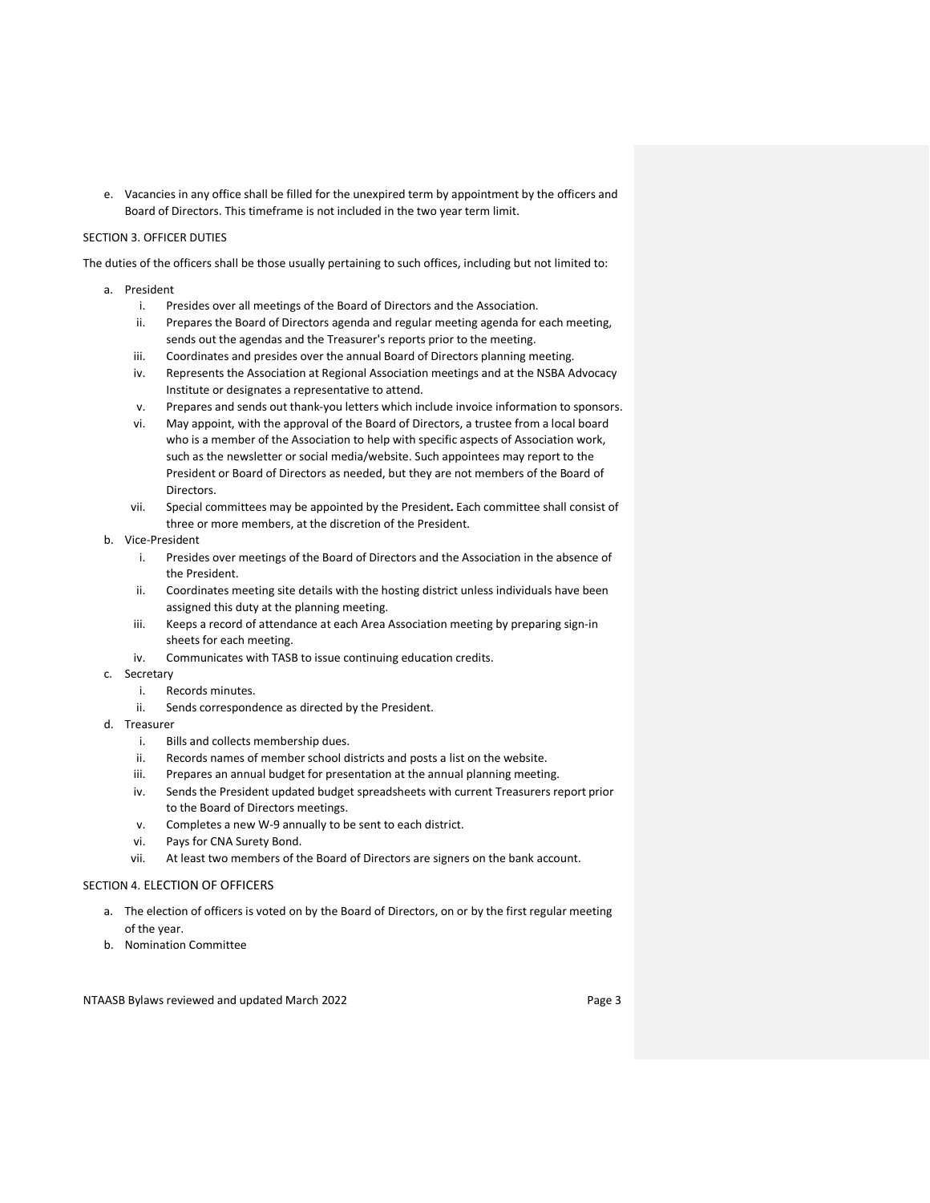e. Vacancies in any office shall be filled for the unexpired term by appointment by the officers and Board of Directors. This timeframe is not included in the two year term limit.

SECTION 3. OFFICER DUTIES

The duties of the officers shall be those usually pertaining to such offices, including but not limited to:

a. President
    i. Presides over all meetings of the Board of Directors and the Association.
    ii. Prepares the Board of Directors agenda and regular meeting agenda for each meeting, sends out the agendas and the Treasurer's reports prior to the meeting.
    iii. Coordinates and presides over the annual Board of Directors planning meeting.
    iv. Represents the Association at Regional Association meetings and at the NSBA Advocacy Institute or designates a representative to attend.
    v. Prepares and sends out thank-you letters which include invoice information to sponsors.
    vi. May appoint, with the approval of the Board of Directors, a trustee from a local board who is a member of the Association to help with specific aspects of Association work, such as the newsletter or social media/website. Such appointees may report to the President or Board of Directors as needed, but they are not members of the Board of Directors.
    vii. Special committees may be appointed by the President**.** Each committee shall consist of three or more members, at the discretion of the President.
b. Vice-President
    i. Presides over meetings of the Board of Directors and the Association in the absence of the President.
    ii. Coordinates meeting site details with the hosting district unless individuals have been assigned this duty at the planning meeting.
    iii. Keeps a record of attendance at each Area Association meeting by preparing sign-in sheets for each meeting.
    iv. Communicates with TASB to issue continuing education credits.
c. Secretary
    i. Records minutes.
    ii. Sends correspondence as directed by the President.
d. Treasurer
    i. Bills and collects membership dues.
    ii. Records names of member school districts and posts a list on the website.
    iii. Prepares an annual budget for presentation at the annual planning meeting.
    iv. Sends the President updated budget spreadsheets with current Treasurers report prior to the Board of Directors meetings.
    v. Completes a new W-9 annually to be sent to each district.
    vi. Pays for CNA Surety Bond.
    vii. At least two members of the Board of Directors are signers on the bank account.

SECTION 4. ELECTION OF OFFICERS

a. The election of officers is voted on by the Board of Directors, on or by the first regular meeting of the year.
b. Nomination Committee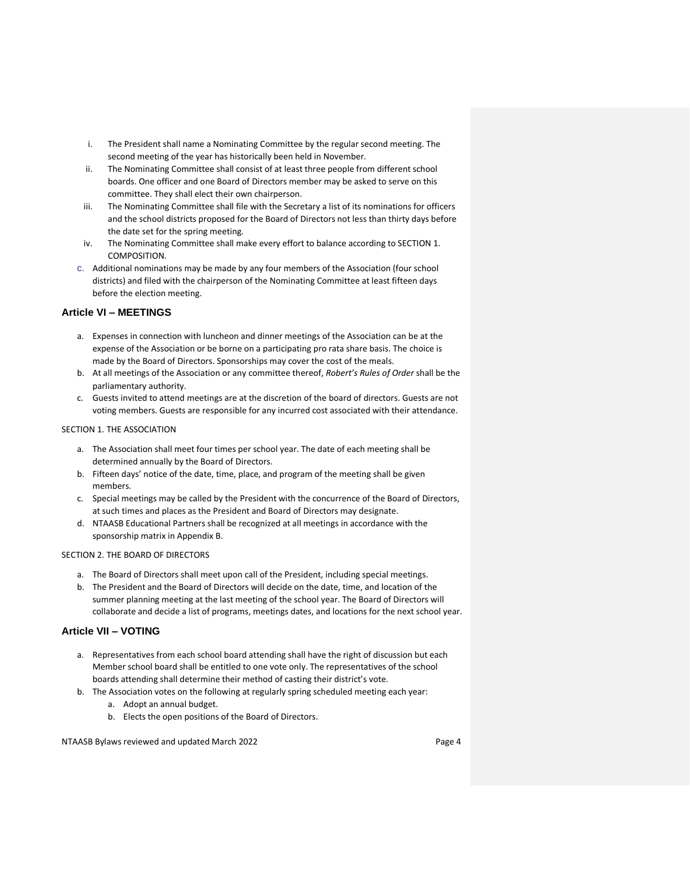i. The President shall name a Nominating Committee by the regular second meeting. The second meeting of the year has historically been held in November.
ii. The Nominating Committee shall consist of at least three people from different school boards. One officer and one Board of Directors member may be asked to serve on this committee. They shall elect their own chairperson.
iii. The Nominating Committee shall file with the Secretary a list of its nominations for officers and the school districts proposed for the Board of Directors not less than thirty days before the date set for the spring meeting.
iv. The Nominating Committee shall make every effort to balance according to SECTION 1. COMPOSITION.

c. Additional nominations may be made by any four members of the Association (four school districts) and filed with the chairperson of the Nominating Committee at least fifteen days before the election meeting.

## Article VI – MEETINGS

a. Expenses in connection with luncheon and dinner meetings of the Association can be at the expense of the Association or be borne on a participating pro rata share basis. The choice is made by the Board of Directors. Sponsorships may cover the cost of the meals.
b. At all meetings of the Association or any committee thereof, *Robert's Rules of Order* shall be the parliamentary authority.
c. Guests invited to attend meetings are at the discretion of the board of directors. Guests are not voting members. Guests are responsible for any incurred cost associated with their attendance.

SECTION 1. THE ASSOCIATION

a. The Association shall meet four times per school year. The date of each meeting shall be determined annually by the Board of Directors.
b. Fifteen days' notice of the date, time, place, and program of the meeting shall be given members.
c. Special meetings may be called by the President with the concurrence of the Board of Directors, at such times and places as the President and Board of Directors may designate.
d. NTAASB Educational Partners shall be recognized at all meetings in accordance with the sponsorship matrix in Appendix B.

SECTION 2. THE BOARD OF DIRECTORS

a. The Board of Directors shall meet upon call of the President, including special meetings.
b. The President and the Board of Directors will decide on the date, time, and location of the summer planning meeting at the last meeting of the school year. The Board of Directors will collaborate and decide a list of programs, meetings dates, and locations for the next school year.

## Article VII – VOTING

a. Representatives from each school board attending shall have the right of discussion but each Member school board shall be entitled to one vote only. The representatives of the school boards attending shall determine their method of casting their district's vote.
b. The Association votes on the following at regularly spring scheduled meeting each year:
   a. Adopt an annual budget.
   b. Elects the open positions of the Board of Directors.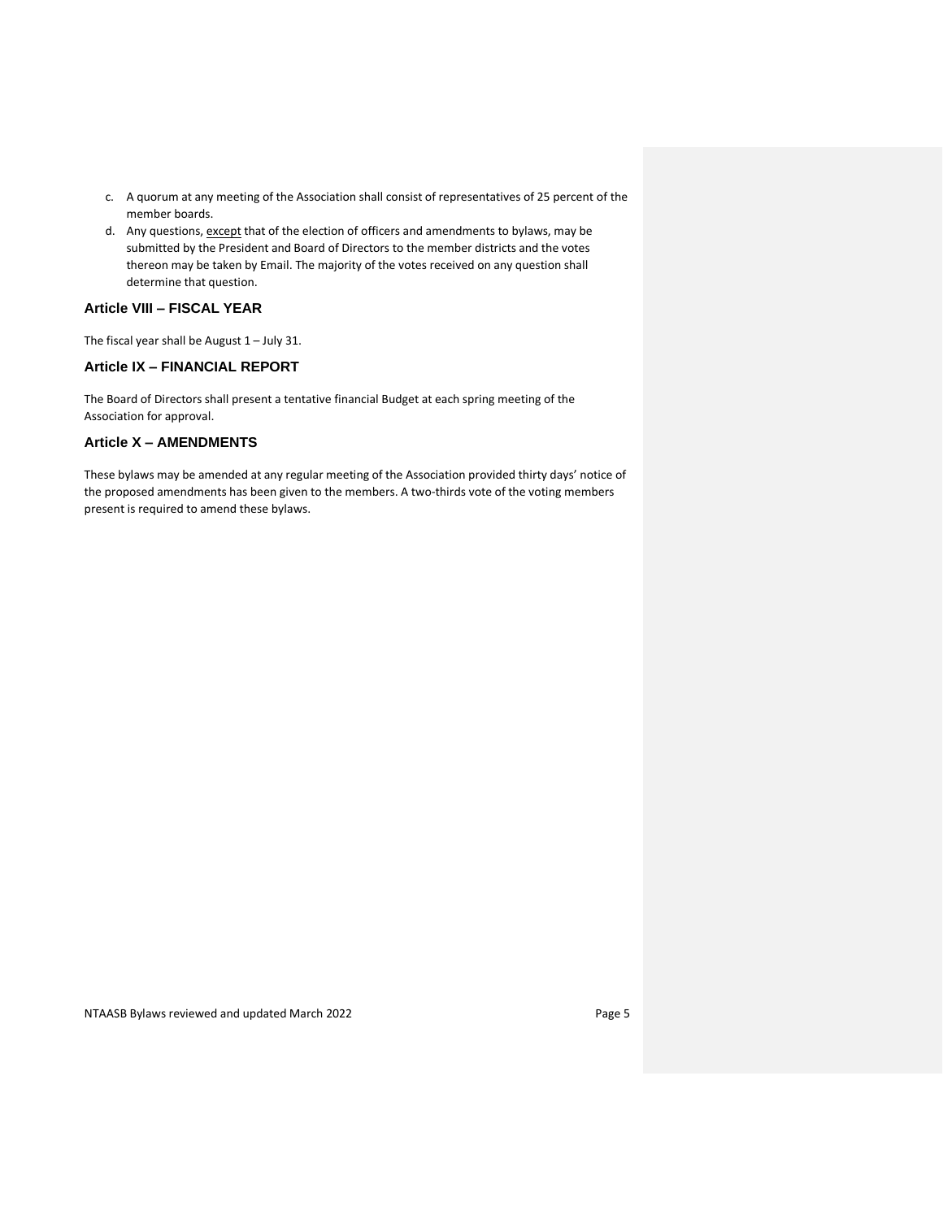c. A quorum at any meeting of the Association shall consist of representatives of 25 percent of the member boards.
d. Any questions, except that of the election of officers and amendments to bylaws, may be submitted by the President and Board of Directors to the member districts and the votes thereon may be taken by Email. The majority of the votes received on any question shall determine that question.

## Article VIII – FISCAL YEAR

The fiscal year shall be August 1 – July 31.

## Article IX – FINANCIAL REPORT

The Board of Directors shall present a tentative financial Budget at each spring meeting of the Association for approval.

## Article X – AMENDMENTS

These bylaws may be amended at any regular meeting of the Association provided thirty days' notice of the proposed amendments has been given to the members. A two-thirds vote of the voting members present is required to amend these bylaws.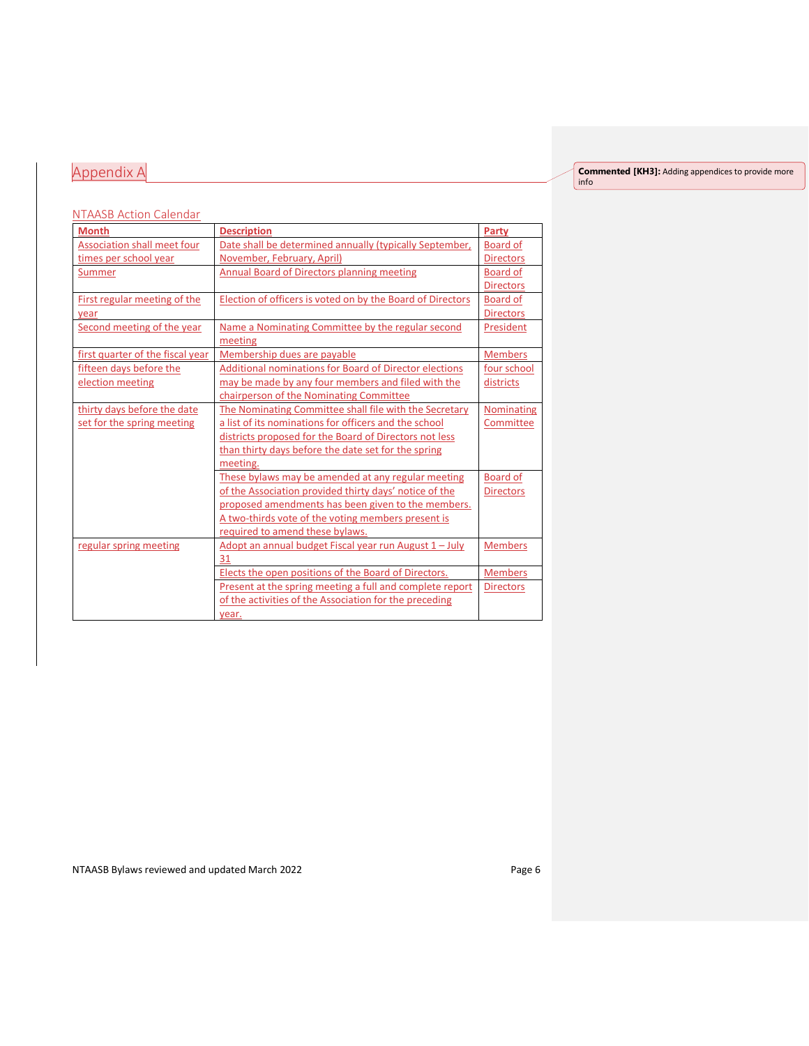# Appendix A

## NTAASB Action Calendar

| Month | Description | Party |
|---|---|---|
| Association shall meet four times per school year | Date shall be determined annually (typically September, November, February, April) | Board of Directors |
| Summer | Annual Board of Directors planning meeting | Board of Directors |
| First regular meeting of the year | Election of officers is voted on by the Board of Directors | Board of Directors |
| Second meeting of the year | Name a Nominating Committee by the regular second meeting | President |
| first quarter of the fiscal year | Membership dues are payable | Members |
| fifteen days before the election meeting | Additional nominations for Board of Director elections may be made by any four members and filed with the chairperson of the Nominating Committee | four school districts |
| thirty days before the date set for the spring meeting | The Nominating Committee shall file with the Secretary a list of its nominations for officers and the school districts proposed for the Board of Directors not less than thirty days before the date set for the spring meeting. | Nominating Committee |
| | These bylaws may be amended at any regular meeting of the Association provided thirty days' notice of the proposed amendments has been given to the members. A two-thirds vote of the voting members present is required to amend these bylaws. | Board of Directors |
| regular spring meeting | Adopt an annual budget Fiscal year run August 1 – July 31 | Members |
| | Elects the open positions of the Board of Directors. | Members |
| | Present at the spring meeting a full and complete report of the activities of the Association for the preceding year. | Directors |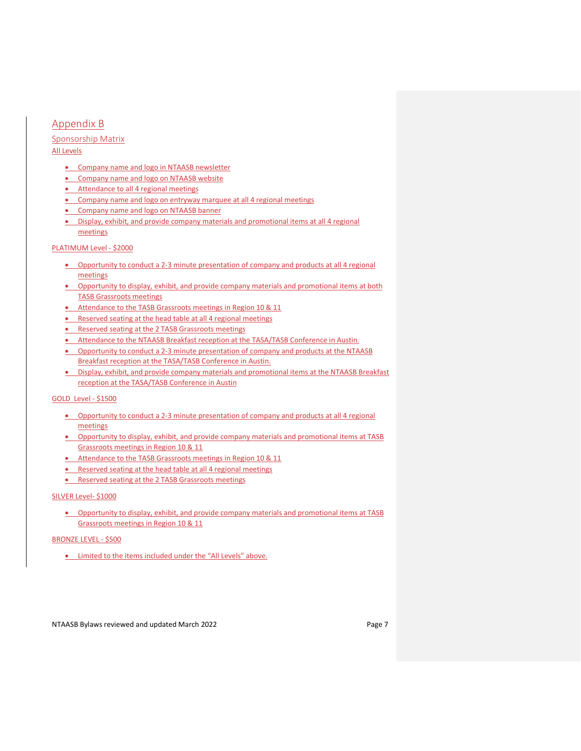# Appendix B

## Sponsorship Matrix

### All Levels

- Company name and logo in NTAASB newsletter
- Company name and logo on NTAASB website
- Attendance to all 4 regional meetings
- Company name and logo on entryway marquee at all 4 regional meetings
- Company name and logo on NTAASB banner
- Display, exhibit, and provide company materials and promotional items at all 4 regional meetings

### PLATIMUM Level - $2000

- Opportunity to conduct a 2-3 minute presentation of company and products at all 4 regional meetings
- Opportunity to display, exhibit, and provide company materials and promotional items at both TASB Grassroots meetings
- Attendance to the TASB Grassroots meetings in Region 10 & 11
- Reserved seating at the head table at all 4 regional meetings
- Reserved seating at the 2 TASB Grassroots meetings
- Attendance to the NTAASB Breakfast reception at the TASA/TASB Conference in Austin.
- Opportunity to conduct a 2-3 minute presentation of company and products at the NTAASB Breakfast reception at the TASA/TASB Conference in Austin.
- Display, exhibit, and provide company materials and promotional items at the NTAASB Breakfast reception at the TASA/TASB Conference in Austin

### GOLD Level - $1500

- Opportunity to conduct a 2-3 minute presentation of company and products at all 4 regional meetings
- Opportunity to display, exhibit, and provide company materials and promotional items at TASB Grassroots meetings in Region 10 & 11
- Attendance to the TASB Grassroots meetings in Region 10 & 11
- Reserved seating at the head table at all 4 regional meetings
- Reserved seating at the 2 TASB Grassroots meetings

### SILVER Level- $1000

- Opportunity to display, exhibit, and provide company materials and promotional items at TASB Grassroots meetings in Region 10 & 11

### BRONZE LEVEL - $500

- Limited to the items included under the "All Levels" above.